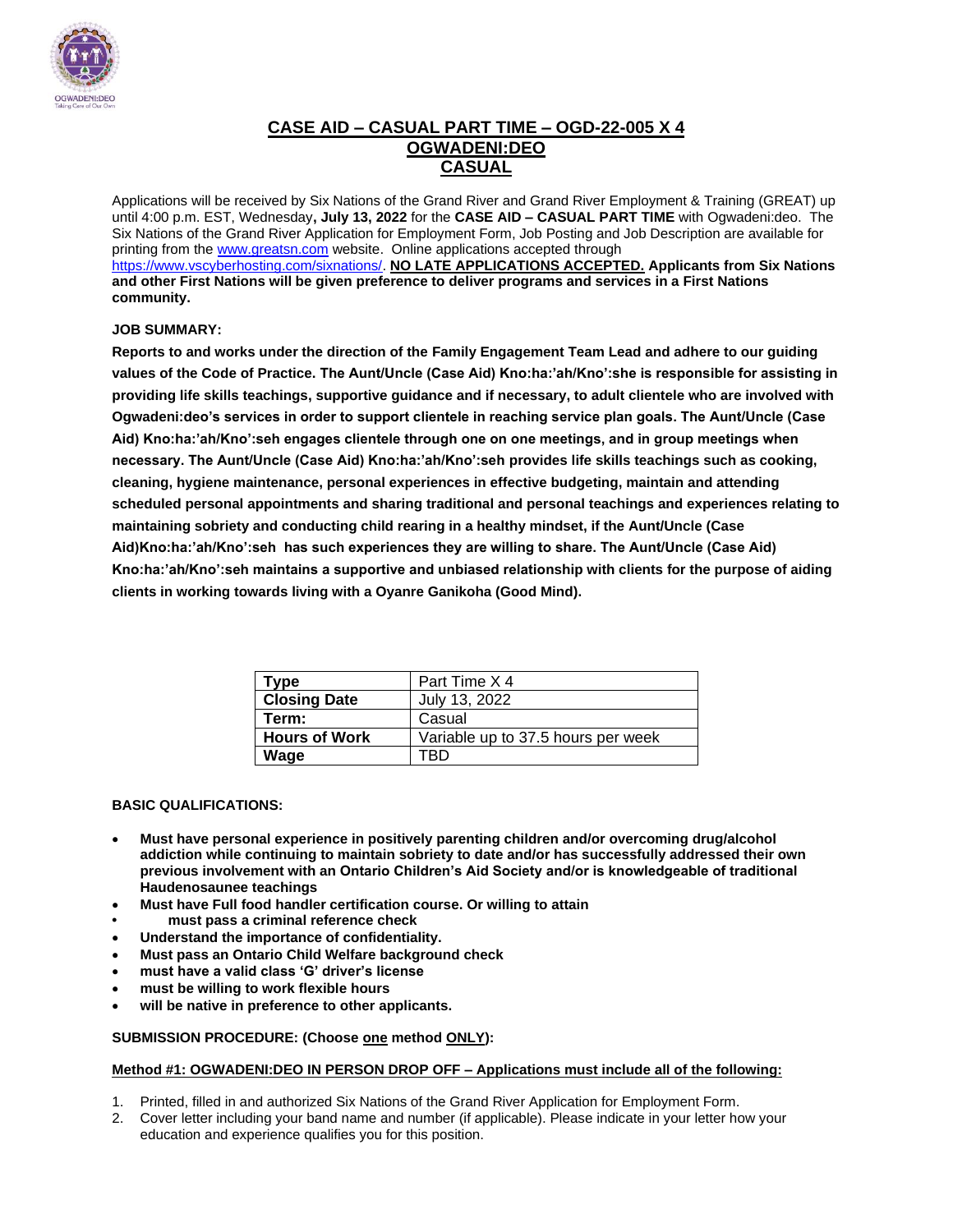# CASE AID – CASUAL PART TIME – OGD-22-005 X 4

## OGWADENI:DEO

## CASUAL

Applications will be received by Six Nations of the Grand River and Grand River Employment & Training (GREAT) up until 4:00 p.m. EST, Wednesday**, July 13, 2022** for the **CASE AID – CASUAL PART TIME** with Ogwadeni:deo. The Six Nations of the Grand River Application for Employment Form, Job Posting and Job Description are available for printing from the www.greatsn.com website. Online applications accepted through https://www.vscyberhosting.com/sixnations/. **NO LATE APPLICATIONS ACCEPTED. Applicants from Six Nations and other First Nations will be given preference to deliver programs and services in a First Nations community.**

**JOB SUMMARY:**

**Reports to and works under the direction of the Family Engagement Team Lead and adhere to our guiding values of the Code of Practice. The Aunt/Uncle (Case Aid) Kno:ha:'ah/Kno':she is responsible for assisting in providing life skills teachings, supportive guidance and if necessary, to adult clientele who are involved with Ogwadeni:deo's services in order to support clientele in reaching service plan goals. The Aunt/Uncle (Case Aid) Kno:ha:'ah/Kno':seh engages clientele through one on one meetings, and in group meetings when necessary. The Aunt/Uncle (Case Aid) Kno:ha:'ah/Kno':seh provides life skills teachings such as cooking, cleaning, hygiene maintenance, personal experiences in effective budgeting, maintain and attending scheduled personal appointments and sharing traditional and personal teachings and experiences relating to maintaining sobriety and conducting child rearing in a healthy mindset, if the Aunt/Uncle (Case Aid)Kno:ha:'ah/Kno':seh has such experiences they are willing to share. The Aunt/Uncle (Case Aid) Kno:ha:'ah/Kno':seh maintains a supportive and unbiased relationship with clients for the purpose of aiding clients in working towards living with a Oyanre Ganikoha (Good Mind).**

| **Type** | Part Time X 4 |
|---|---|
| **Closing Date** | July 13, 2022 |
| **Term:** | Casual |
| **Hours of Work** | Variable up to 37.5 hours per week |
| **Wage** | TBD |

**BASIC QUALIFICATIONS:**

- **Must have personal experience in positively parenting children and/or overcoming drug/alcohol addiction while continuing to maintain sobriety to date and/or has successfully addressed their own previous involvement with an Ontario Children's Aid Society and/or is knowledgeable of traditional Haudenosaunee teachings**
- **Must have Full food handler certification course. Or willing to attain**
- **must pass a criminal reference check**
- **Understand the importance of confidentiality.**
- **Must pass an Ontario Child Welfare background check**
- **must have a valid class 'G' driver's license**
- **must be willing to work flexible hours**
- **will be native in preference to other applicants.**

**SUBMISSION PROCEDURE: (Choose one method ONLY):**

**Method #1: OGWADENI:DEO IN PERSON DROP OFF – Applications must include all of the following:**

1. Printed, filled in and authorized Six Nations of the Grand River Application for Employment Form.
2. Cover letter including your band name and number (if applicable). Please indicate in your letter how your education and experience qualifies you for this position.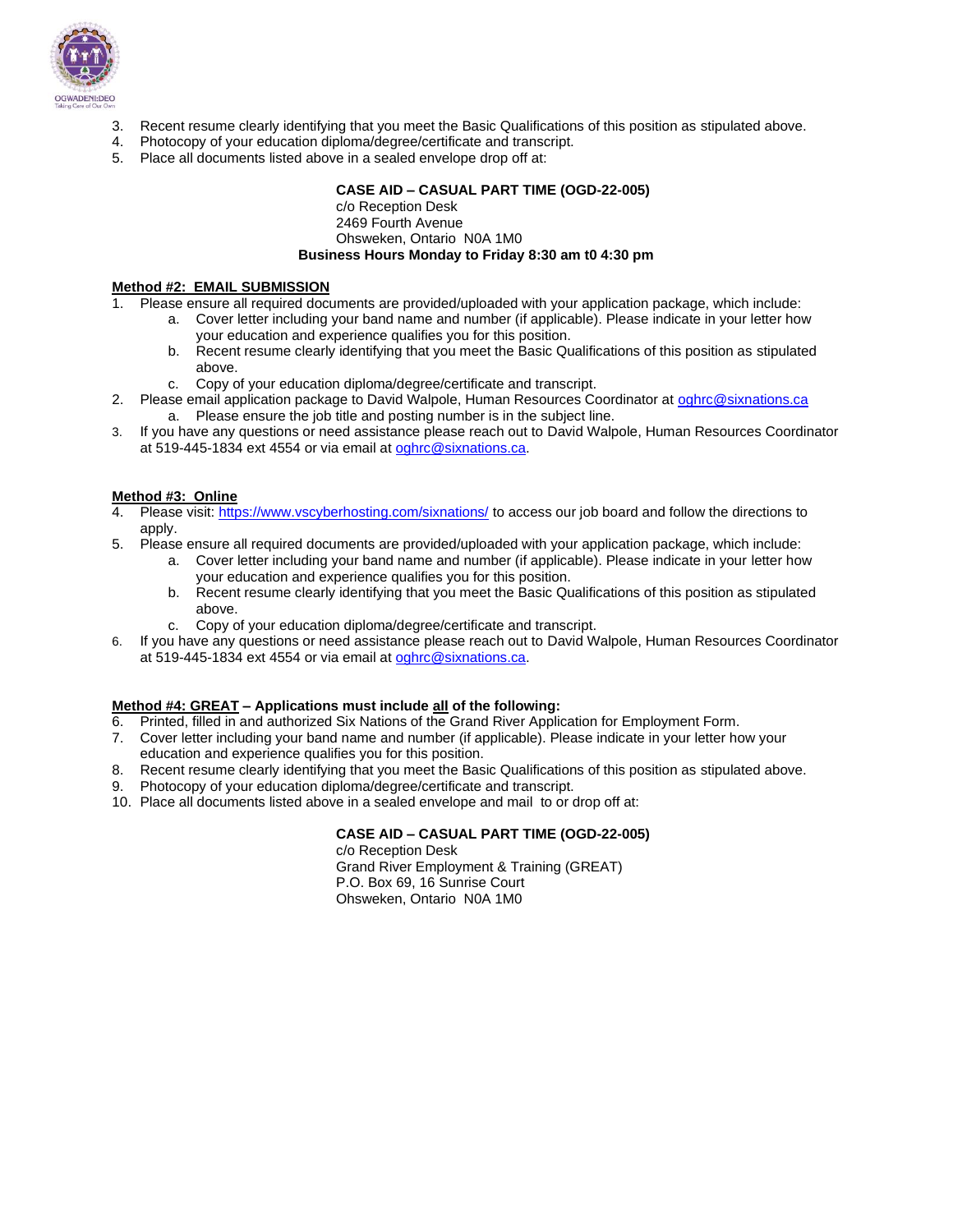3. Recent resume clearly identifying that you meet the Basic Qualifications of this position as stipulated above.
4. Photocopy of your education diploma/degree/certificate and transcript.
5. Place all documents listed above in a sealed envelope drop off at:

**CASE AID – CASUAL PART TIME (OGD-22-005)**
c/o Reception Desk
2469 Fourth Avenue
Ohsweken, Ontario N0A 1M0
**Business Hours Monday to Friday 8:30 am t0 4:30 pm**

**Method #2: EMAIL SUBMISSION**

1. Please ensure all required documents are provided/uploaded with your application package, which include:
   a. Cover letter including your band name and number (if applicable). Please indicate in your letter how your education and experience qualifies you for this position.
   b. Recent resume clearly identifying that you meet the Basic Qualifications of this position as stipulated above.
   c. Copy of your education diploma/degree/certificate and transcript.
2. Please email application package to David Walpole, Human Resources Coordinator at oghrc@sixnations.ca
   a. Please ensure the job title and posting number is in the subject line.
3. If you have any questions or need assistance please reach out to David Walpole, Human Resources Coordinator at 519-445-1834 ext 4554 or via email at oghrc@sixnations.ca.

**Method #3: Online**

4. Please visit: https://www.vscyberhosting.com/sixnations/ to access our job board and follow the directions to apply.
5. Please ensure all required documents are provided/uploaded with your application package, which include:
   a. Cover letter including your band name and number (if applicable). Please indicate in your letter how your education and experience qualifies you for this position.
   b. Recent resume clearly identifying that you meet the Basic Qualifications of this position as stipulated above.
   c. Copy of your education diploma/degree/certificate and transcript.
6. If you have any questions or need assistance please reach out to David Walpole, Human Resources Coordinator at 519-445-1834 ext 4554 or via email at oghrc@sixnations.ca.

**Method #4: GREAT – Applications must include all of the following:**

6. Printed, filled in and authorized Six Nations of the Grand River Application for Employment Form.
7. Cover letter including your band name and number (if applicable). Please indicate in your letter how your education and experience qualifies you for this position.
8. Recent resume clearly identifying that you meet the Basic Qualifications of this position as stipulated above.
9. Photocopy of your education diploma/degree/certificate and transcript.
10. Place all documents listed above in a sealed envelope and mail to or drop off at:

**CASE AID – CASUAL PART TIME (OGD-22-005)**
c/o Reception Desk
Grand River Employment & Training (GREAT)
P.O. Box 69, 16 Sunrise Court
Ohsweken, Ontario N0A 1M0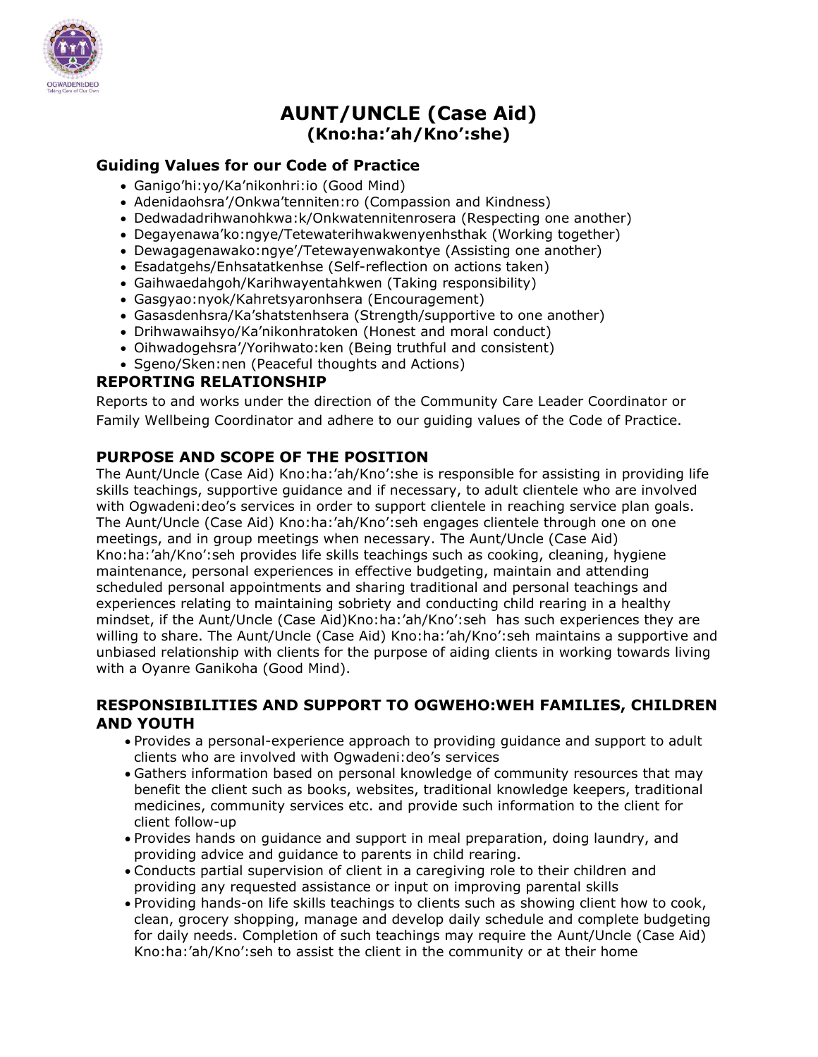# AUNT/UNCLE (Case Aid)
## (Kno:ha:'ah/Kno':she)

### Guiding Values for our Code of Practice

- Ganigo'hi:yo/Ka'nikonhri:io (Good Mind)
- Adenidaohsra'/Onkwa'tenniten:ro (Compassion and Kindness)
- Dedwadadrihwanohkwa:k/Onkwatennitenrosera (Respecting one another)
- Degayenawa'ko:ngye/Tetewaterihwakwenyenhsthak (Working together)
- Dewagagenawako:ngye'/Tetewayenwakontye (Assisting one another)
- Esadatgehs/Enhsatatkenhse (Self-reflection on actions taken)
- Gaihwaedahgoh/Karihwayentahkwen (Taking responsibility)
- Gasgyao:nyok/Kahretsyaronhsera (Encouragement)
- Gasasdenhsra/Ka'shatstenhsera (Strength/supportive to one another)
- Drihwawaihsyo/Ka'nikonhratoken (Honest and moral conduct)
- Oihwadogehsra'/Yorihwato:ken (Being truthful and consistent)
- Sgeno/Sken:nen (Peaceful thoughts and Actions)

### REPORTING RELATIONSHIP

Reports to and works under the direction of the Community Care Leader Coordinator or Family Wellbeing Coordinator and adhere to our guiding values of the Code of Practice.

### PURPOSE AND SCOPE OF THE POSITION

The Aunt/Uncle (Case Aid) Kno:ha:'ah/Kno':she is responsible for assisting in providing life skills teachings, supportive guidance and if necessary, to adult clientele who are involved with Ogwadeni:deo's services in order to support clientele in reaching service plan goals. The Aunt/Uncle (Case Aid) Kno:ha:'ah/Kno':seh engages clientele through one on one meetings, and in group meetings when necessary. The Aunt/Uncle (Case Aid) Kno:ha:'ah/Kno':seh provides life skills teachings such as cooking, cleaning, hygiene maintenance, personal experiences in effective budgeting, maintain and attending scheduled personal appointments and sharing traditional and personal teachings and experiences relating to maintaining sobriety and conducting child rearing in a healthy mindset, if the Aunt/Uncle (Case Aid)Kno:ha:'ah/Kno':seh has such experiences they are willing to share. The Aunt/Uncle (Case Aid) Kno:ha:'ah/Kno':seh maintains a supportive and unbiased relationship with clients for the purpose of aiding clients in working towards living with a Oyanre Ganikoha (Good Mind).

### RESPONSIBILITIES AND SUPPORT TO OGWEHO:WEH FAMILIES, CHILDREN AND YOUTH

- Provides a personal-experience approach to providing guidance and support to adult clients who are involved with Ogwadeni:deo's services
- Gathers information based on personal knowledge of community resources that may benefit the client such as books, websites, traditional knowledge keepers, traditional medicines, community services etc. and provide such information to the client for client follow-up
- Provides hands on guidance and support in meal preparation, doing laundry, and providing advice and guidance to parents in child rearing.
- Conducts partial supervision of client in a caregiving role to their children and providing any requested assistance or input on improving parental skills
- Providing hands-on life skills teachings to clients such as showing client how to cook, clean, grocery shopping, manage and develop daily schedule and complete budgeting for daily needs. Completion of such teachings may require the Aunt/Uncle (Case Aid) Kno:ha:'ah/Kno':seh to assist the client in the community or at their home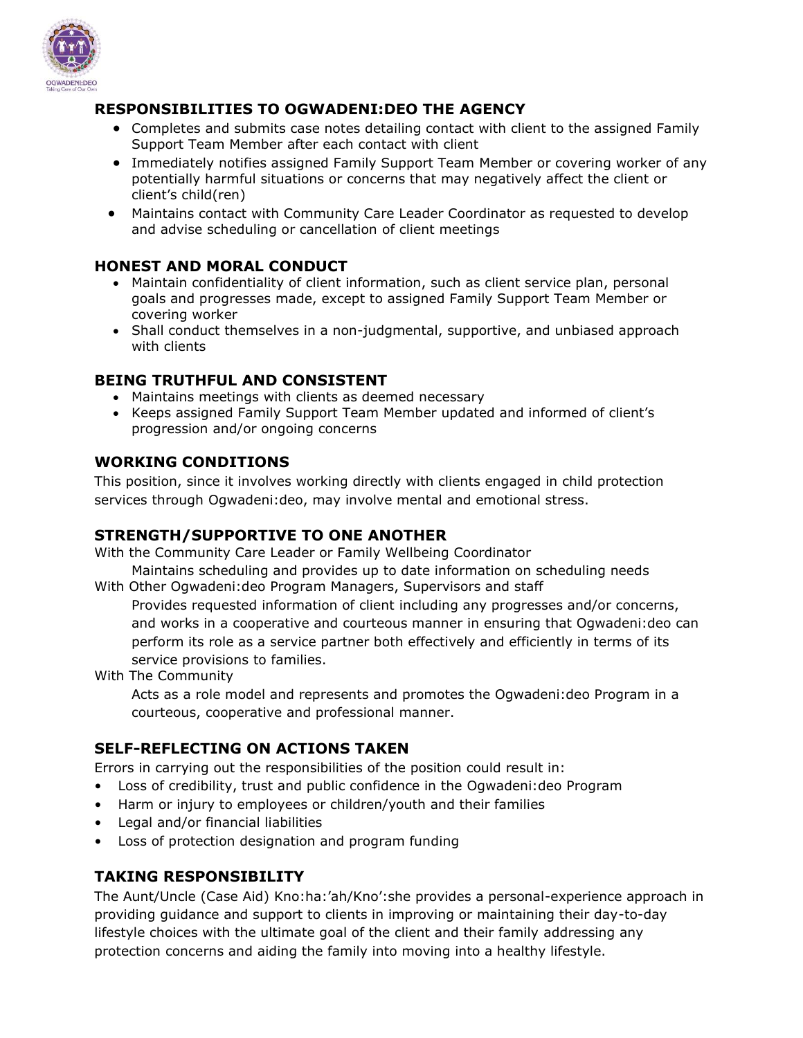## RESPONSIBILITIES TO OGWADENI:DEO THE AGENCY

- Completes and submits case notes detailing contact with client to the assigned Family Support Team Member after each contact with client
- Immediately notifies assigned Family Support Team Member or covering worker of any potentially harmful situations or concerns that may negatively affect the client or client's child(ren)
- Maintains contact with Community Care Leader Coordinator as requested to develop and advise scheduling or cancellation of client meetings

## HONEST AND MORAL CONDUCT

- Maintain confidentiality of client information, such as client service plan, personal goals and progresses made, except to assigned Family Support Team Member or covering worker
- Shall conduct themselves in a non-judgmental, supportive, and unbiased approach with clients

## BEING TRUTHFUL AND CONSISTENT

- Maintains meetings with clients as deemed necessary
- Keeps assigned Family Support Team Member updated and informed of client's progression and/or ongoing concerns

## WORKING CONDITIONS

This position, since it involves working directly with clients engaged in child protection services through Ogwadeni:deo, may involve mental and emotional stress.

## STRENGTH/SUPPORTIVE TO ONE ANOTHER

With the Community Care Leader or Family Wellbeing Coordinator

Maintains scheduling and provides up to date information on scheduling needs

With Other Ogwadeni:deo Program Managers, Supervisors and staff

Provides requested information of client including any progresses and/or concerns, and works in a cooperative and courteous manner in ensuring that Ogwadeni:deo can perform its role as a service partner both effectively and efficiently in terms of its service provisions to families.

With The Community

Acts as a role model and represents and promotes the Ogwadeni:deo Program in a courteous, cooperative and professional manner.

## SELF-REFLECTING ON ACTIONS TAKEN

Errors in carrying out the responsibilities of the position could result in:

- Loss of credibility, trust and public confidence in the Ogwadeni:deo Program
- Harm or injury to employees or children/youth and their families
- Legal and/or financial liabilities
- Loss of protection designation and program funding

## TAKING RESPONSIBILITY

The Aunt/Uncle (Case Aid) Kno:ha:'ah/Kno':she provides a personal-experience approach in providing guidance and support to clients in improving or maintaining their day-to-day lifestyle choices with the ultimate goal of the client and their family addressing any protection concerns and aiding the family into moving into a healthy lifestyle.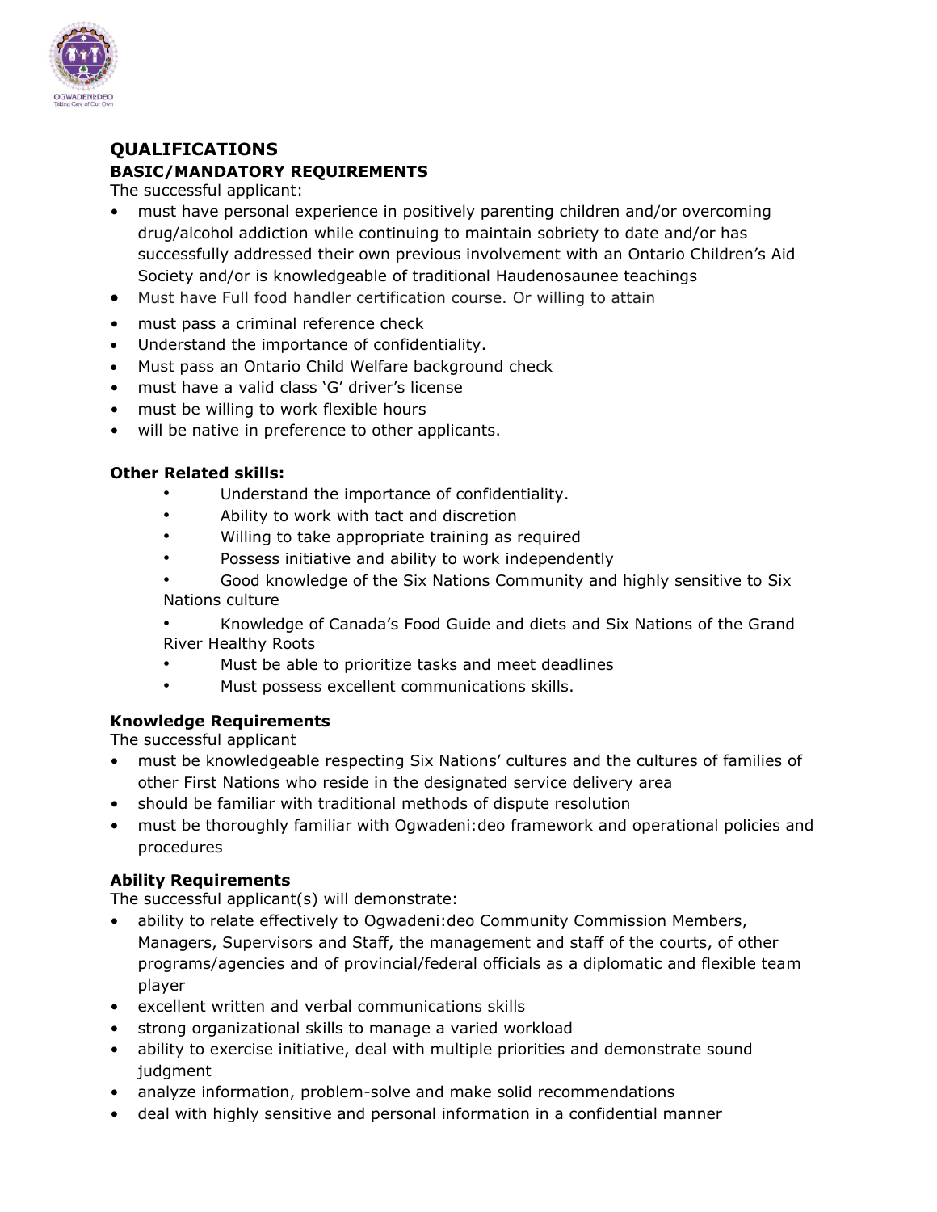## QUALIFICATIONS

### BASIC/MANDATORY REQUIREMENTS

The successful applicant:

- must have personal experience in positively parenting children and/or overcoming drug/alcohol addiction while continuing to maintain sobriety to date and/or has successfully addressed their own previous involvement with an Ontario Children's Aid Society and/or is knowledgeable of traditional Haudenosaunee teachings
- Must have Full food handler certification course. Or willing to attain
- must pass a criminal reference check
- Understand the importance of confidentiality.
- Must pass an Ontario Child Welfare background check
- must have a valid class 'G' driver's license
- must be willing to work flexible hours
- will be native in preference to other applicants.

**Other Related skills:**

- Understand the importance of confidentiality.
- Ability to work with tact and discretion
- Willing to take appropriate training as required
- Possess initiative and ability to work independently
- Good knowledge of the Six Nations Community and highly sensitive to Six Nations culture
- Knowledge of Canada's Food Guide and diets and Six Nations of the Grand River Healthy Roots
- Must be able to prioritize tasks and meet deadlines
- Must possess excellent communications skills.

**Knowledge Requirements**

The successful applicant

- must be knowledgeable respecting Six Nations' cultures and the cultures of families of other First Nations who reside in the designated service delivery area
- should be familiar with traditional methods of dispute resolution
- must be thoroughly familiar with Ogwadeni:deo framework and operational policies and procedures

**Ability Requirements**

The successful applicant(s) will demonstrate:

- ability to relate effectively to Ogwadeni:deo Community Commission Members, Managers, Supervisors and Staff, the management and staff of the courts, of other programs/agencies and of provincial/federal officials as a diplomatic and flexible team player
- excellent written and verbal communications skills
- strong organizational skills to manage a varied workload
- ability to exercise initiative, deal with multiple priorities and demonstrate sound judgment
- analyze information, problem-solve and make solid recommendations
- deal with highly sensitive and personal information in a confidential manner